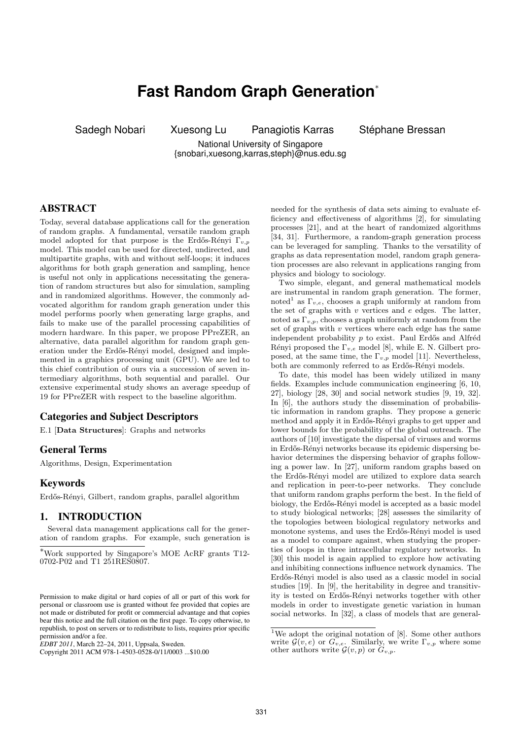# Fast Random Graph Generation*

Sadegh Nobari, Xuesong Lu, Panagiotis Karras, Stéphane Bressan

National University of Singapore
{snobari,xuesong,karras,steph}@nus.edu.sg

## ABSTRACT

Today, several database applications call for the generation of random graphs. A fundamental, versatile random graph model adopted for that purpose is the Erdős-Rényi $\Gamma_{v,p}$ model. This model can be used for directed, undirected, and multipartite graphs, with and without self-loops; it induces algorithms for both graph generation and sampling, hence is useful not only in applications necessitating the generation of random structures but also for simulation, sampling and in randomized algorithms. However, the commonly advocated algorithm for random graph generation under this model performs poorly when generating large graphs, and fails to make use of the parallel processing capabilities of modern hardware. In this paper, we propose PPreZER, an alternative, data parallel algorithm for random graph generation under the Erdős-Rényi model, designed and implemented in a graphics processing unit (GPU). We are led to this chief contribution of ours via a succession of seven intermediary algorithms, both sequential and parallel. Our extensive experimental study shows an average speedup of 19 for PPreZER with respect to the baseline algorithm.

### Categories and Subject Descriptors

E.1 [**Data Structures**]: Graphs and networks

### General Terms

Algorithms, Design, Experimentation

### Keywords

Erdős-Rényi, Gilbert, random graphs, parallel algorithm

## 1. INTRODUCTION

Several data management applications call for the generation of random graphs. For example, such generation is needed for the synthesis of data sets aiming to evaluate efficiency and effectiveness of algorithms [2], for simulating processes [21], and at the heart of randomized algorithms [34, 31]. Furthermore, a random-graph generation process can be leveraged for sampling. Thanks to the versatility of graphs as data representation model, random graph generation processes are also relevant in applications ranging from physics and biology to sociology.

Two simple, elegant, and general mathematical models are instrumental in random graph generation. The former, noted[1] as $\Gamma_{v,e}$, chooses a graph uniformly at random from the set of graphs with $v$ vertices and $e$ edges. The latter, noted as $\Gamma_{v,p}$, chooses a graph uniformly at random from the set of graphs with $v$ vertices where each edge has the same independent probability $p$ to exist. Paul Erdős and Alfréd Rényi proposed the $\Gamma_{v,e}$ model [8], while E. N. Gilbert proposed, at the same time, the $\Gamma_{v,p}$ model [11]. Nevertheless, both are commonly referred to as Erdős-Rényi models.

To date, this model has been widely utilized in many fields. Examples include communication engineering [6, 10, 27], biology [28, 30] and social network studies [9, 19, 32]. In [6], the authors study the dissemination of probabilistic information in random graphs. They propose a generic method and apply it in Erdős-Rényi graphs to get upper and lower bounds for the probability of the global outreach. The authors of [10] investigate the dispersal of viruses and worms in Erdős-Rényi networks because its epidemic dispersing behavior determines the dispersing behavior of graphs following a power law. In [27], uniform random graphs based on the Erdős-Rényi model are utilized to explore data search and replication in peer-to-peer networks. They conclude that uniform random graphs perform the best. In the field of biology, the Erdős-Rényi model is accepted as a basic model to study biological networks; [28] assesses the similarity of the topologies between biological regulatory networks and monotone systems, and uses the Erdős-Rényi model is used as a model to compare against, when studying the properties of loops in three intracellular regulatory networks. In [30] this model is again applied to explore how activating and inhibiting connections influence network dynamics. The Erdős-Rényi model is also used as a classic model in social studies [19]. In [9], the heritability in degree and transitivity is tested on Erdős-Rényi networks together with other models in order to investigate genetic variation in human social networks. In [32], a class of models that are general-

*Work supported by Singapore's MOE AcRF grants T12-0702-P02 and T1 251RES0807.

Permission to make digital or hard copies of all or part of this work for personal or classroom use is granted without fee provided that copies are not made or distributed for profit or commercial advantage and that copies bear this notice and the full citation on the first page. To copy otherwise, to republish, to post on servers or to redistribute to lists, requires prior specific permission and/or a fee.
*EDBT 2011*, March 22–24, 2011, Uppsala, Sweden.
Copyright 2011 ACM 978-1-4503-0528-0/11/0003 ...$10.00

[1] We adopt the original notation of [8]. Some other authors write $\mathcal{G}(v, e)$ or $G_{v,e}$. Similarly, we write $\Gamma_{v,p}$ where some other authors write $\mathcal{G}(v, p)$ or $G_{v,p}$.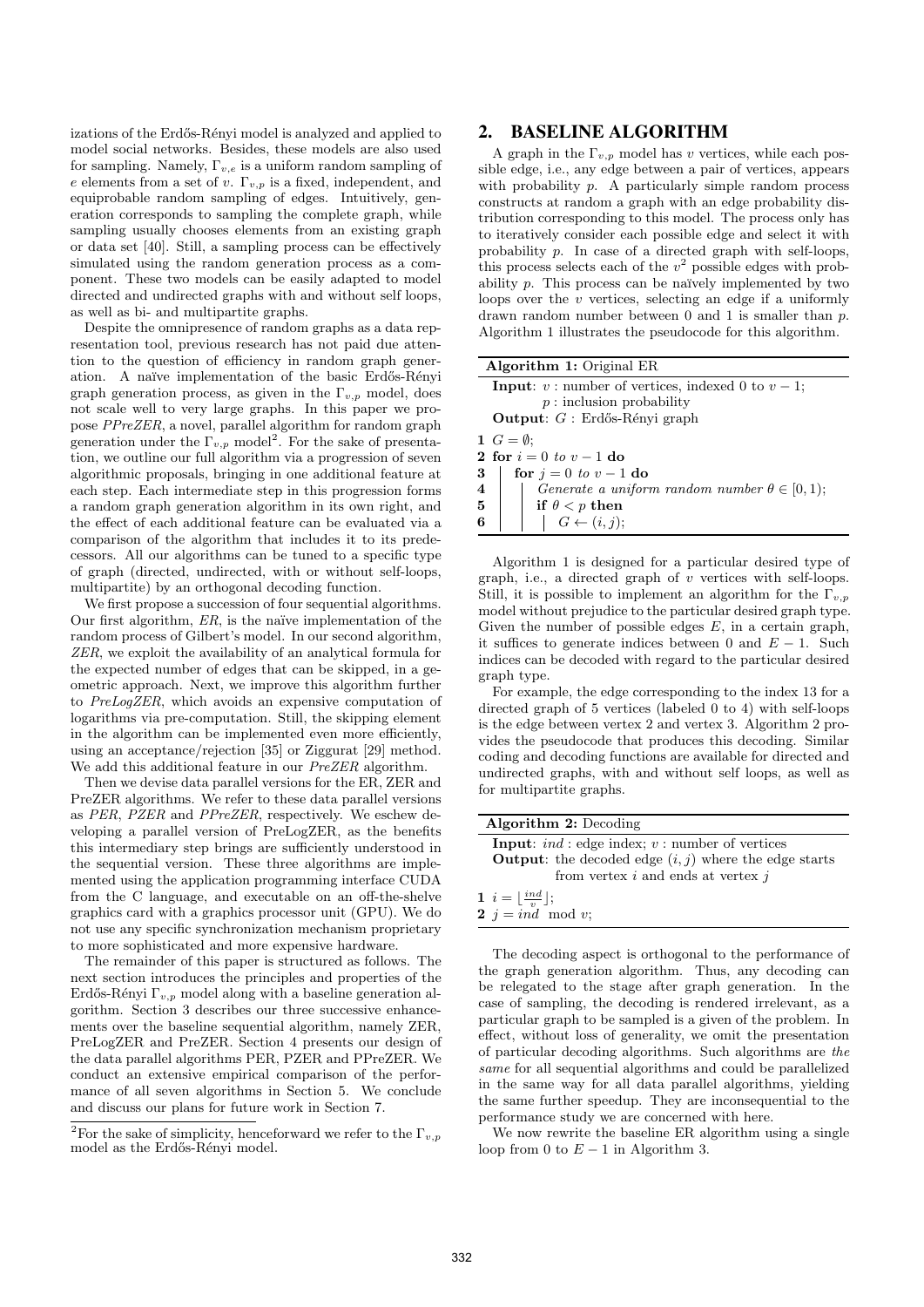izations of the Erdős-Rényi model is analyzed and applied to model social networks. Besides, these models are also used for sampling. Namely, $\Gamma_{v,e}$ is a uniform random sampling of $e$ elements from a set of $v$. $\Gamma_{v,p}$ is a fixed, independent, and equiprobable random sampling of edges. Intuitively, generation corresponds to sampling the complete graph, while sampling usually chooses elements from an existing graph or data set [40]. Still, a sampling process can be effectively simulated using the random generation process as a component. These two models can be easily adapted to model directed and undirected graphs with and without self loops, as well as bi- and multipartite graphs.

Despite the omnipresence of random graphs as a data representation tool, previous research has not paid due attention to the question of efficiency in random graph generation. A naïve implementation of the basic Erdős-Rényi graph generation process, as given in the $\Gamma_{v,p}$ model, does not scale well to very large graphs. In this paper we propose *PPreZER*, a novel, parallel algorithm for random graph generation under the $\Gamma_{v,p}$ model[2]. For the sake of presentation, we outline our full algorithm via a progression of seven algorithmic proposals, bringing in one additional feature at each step. Each intermediate step in this progression forms a random graph generation algorithm in its own right, and the effect of each additional feature can be evaluated via a comparison of the algorithm that includes it to its predecessors. All our algorithms can be tuned to a specific type of graph (directed, undirected, with or without self-loops, multipartite) by an orthogonal decoding function.

We first propose a succession of four sequential algorithms. Our first algorithm, *ER*, is the naïve implementation of the random process of Gilbert's model. In our second algorithm, *ZER*, we exploit the availability of an analytical formula for the expected number of edges that can be skipped, in a geometric approach. Next, we improve this algorithm further to *PreLogZER*, which avoids an expensive computation of logarithms via pre-computation. Still, the skipping element in the algorithm can be implemented even more efficiently, using an acceptance/rejection [35] or Ziggurat [29] method. We add this additional feature in our *PreZER* algorithm.

Then we devise data parallel versions for the ER, ZER and PreZER algorithms. We refer to these data parallel versions as *PER*, *PZER* and *PPreZER*, respectively. We eschew developing a parallel version of PreLogZER, as the benefits this intermediary step brings are sufficiently understood in the sequential version. These three algorithms are implemented using the application programming interface CUDA from the C language, and executable on an off-the-shelve graphics card with a graphics processor unit (GPU). We do not use any specific synchronization mechanism proprietary to more sophisticated and more expensive hardware.

The remainder of this paper is structured as follows. The next section introduces the principles and properties of the Erdős-Rényi $\Gamma_{v,p}$ model along with a baseline generation algorithm. Section 3 describes our three successive enhancements over the baseline sequential algorithm, namely ZER, PreLogZER and PreZER. Section 4 presents our design of the data parallel algorithms PER, PZER and PPreZER. We conduct an extensive empirical comparison of the performance of all seven algorithms in Section 5. We conclude and discuss our plans for future work in Section 7.

[2]For the sake of simplicity, henceforward we refer to the $\Gamma_{v,p}$ model as the Erdős-Rényi model.

## 2. BASELINE ALGORITHM

A graph in the $\Gamma_{v,p}$ model has $v$ vertices, while each possible edge, i.e., any edge between a pair of vertices, appears with probability $p$. A particularly simple random process constructs at random a graph with an edge probability distribution corresponding to this model. The process only has to iteratively consider each possible edge and select it with probability $p$. In case of a directed graph with self-loops, this process selects each of the $v^2$ possible edges with probability $p$. This process can be naïvely implemented by two loops over the $v$ vertices, selecting an edge if a uniformly drawn random number between 0 and 1 is smaller than $p$. Algorithm 1 illustrates the pseudocode for this algorithm.

**Algorithm 1:** Original ER

```
Input: v : number of vertices, indexed 0 to v − 1;
       p : inclusion probability
Output: G : Erdős-Rényi graph
1 G = ∅;
2 for i = 0 to v − 1 do
3   for j = 0 to v − 1 do
4     Generate a uniform random number θ ∈ [0, 1);
5     if θ < p then
6       G ← (i, j);
```

Algorithm 1 is designed for a particular desired type of graph, i.e., a directed graph of $v$ vertices with self-loops. Still, it is possible to implement an algorithm for the $\Gamma_{v,p}$ model without prejudice to the particular desired graph type. Given the number of possible edges $E$, in a certain graph, it suffices to generate indices between 0 and $E - 1$. Such indices can be decoded with regard to the particular desired graph type.

For example, the edge corresponding to the index 13 for a directed graph of 5 vertices (labeled 0 to 4) with self-loops is the edge between vertex 2 and vertex 3. Algorithm 2 provides the pseudocode that produces this decoding. Similar coding and decoding functions are available for directed and undirected graphs, with and without self loops, as well as for multipartite graphs.

**Algorithm 2:** Decoding

```
Input: ind : edge index; v : number of vertices
Output: the decoded edge (i, j) where the edge starts
        from vertex i and ends at vertex j
1 i = ⌊ind/v⌋;
2 j = ind mod v;
```

The decoding aspect is orthogonal to the performance of the graph generation algorithm. Thus, any decoding can be relegated to the stage after graph generation. In the case of sampling, the decoding is rendered irrelevant, as a particular graph to be sampled is a given of the problem. In effect, without loss of generality, we omit the presentation of particular decoding algorithms. Such algorithms are *the same* for all sequential algorithms and could be parallelized in the same way for all data parallel algorithms, yielding the same further speedup. They are inconsequential to the performance study we are concerned with here.

We now rewrite the baseline ER algorithm using a single loop from 0 to $E - 1$ in Algorithm 3.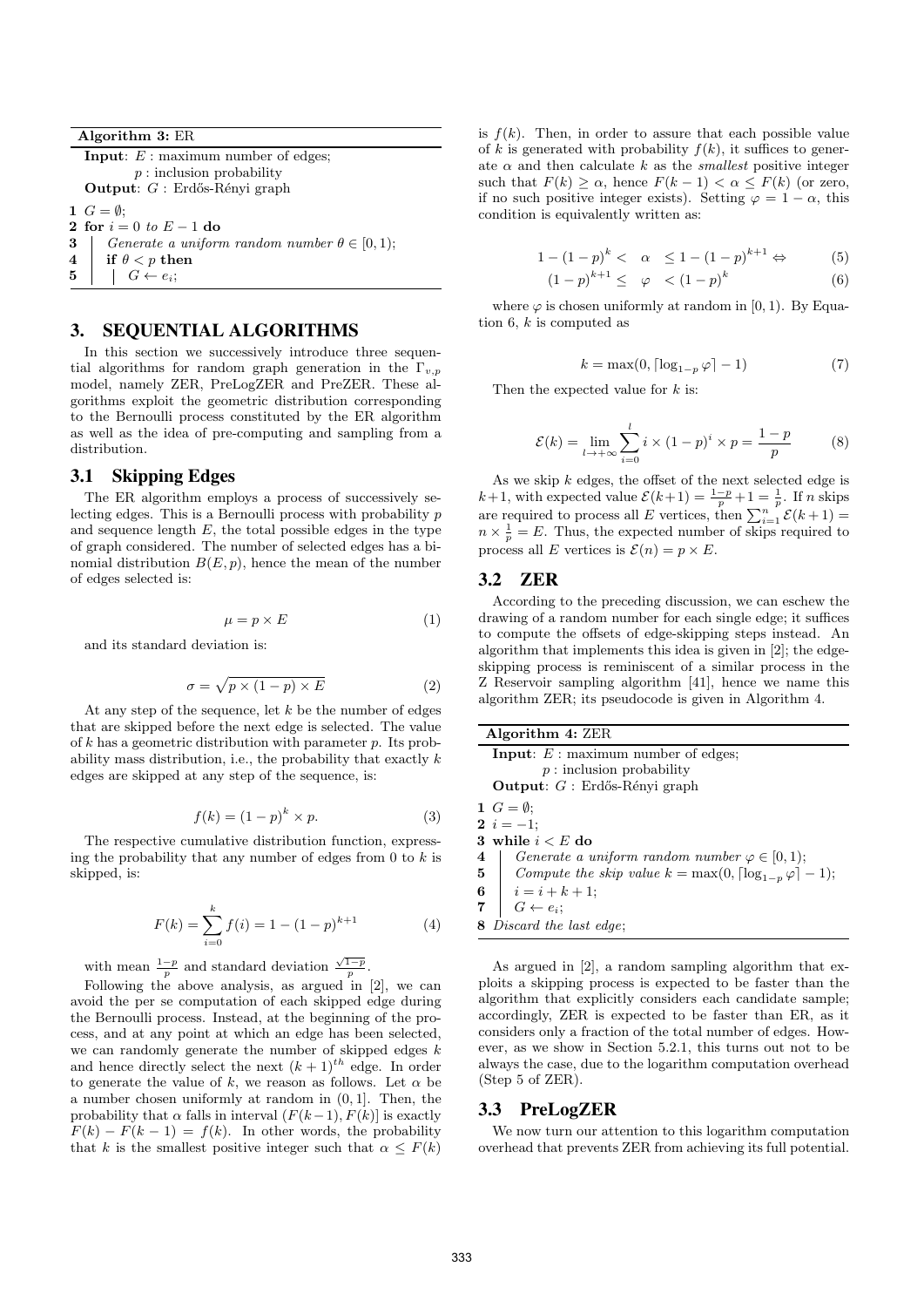**Algorithm 3:** ER

**Input**: $E$ : maximum number of edges;
$p$ : inclusion probability

**Output**: $G$ : Erdős-Rényi graph

```
1 G = ∅;
2 for i = 0 to E − 1 do
3     Generate a uniform random number θ ∈ [0, 1);
4     if θ < p then
5         G ← e_i;
```

## 3. SEQUENTIAL ALGORITHMS

In this section we successively introduce three sequential algorithms for random graph generation in the $\Gamma_{v,p}$ model, namely ZER, PreLogZER and PreZER. These algorithms exploit the geometric distribution corresponding to the Bernoulli process constituted by the ER algorithm as well as the idea of pre-computing and sampling from a distribution.

### 3.1 Skipping Edges

The ER algorithm employs a process of successively selecting edges. This is a Bernoulli process with probability $p$ and sequence length $E$, the total possible edges in the type of graph considered. The number of selected edges has a binomial distribution $B(E, p)$, hence the mean of the number of edges selected is:

$$\mu = p \times E \tag{1}$$

and its standard deviation is:

$$\sigma = \sqrt{p \times (1-p) \times E} \tag{2}$$

At any step of the sequence, let $k$ be the number of edges that are skipped before the next edge is selected. The value of $k$ has a geometric distribution with parameter $p$. Its probability mass distribution, i.e., the probability that exactly $k$ edges are skipped at any step of the sequence, is:

$$f(k) = (1-p)^k \times p. \tag{3}$$

The respective cumulative distribution function, expressing the probability that any number of edges from 0 to $k$ is skipped, is:

$$F(k) = \sum_{i=0}^{k} f(i) = 1 - (1-p)^{k+1} \tag{4}$$

with mean $\frac{1-p}{p}$ and standard deviation $\frac{\sqrt{1-p}}{p}$.

Following the above analysis, as argued in [2], we can avoid the per se computation of each skipped edge during the Bernoulli process. Instead, at the beginning of the process, and at any point at which an edge has been selected, we can randomly generate the number of skipped edges $k$ and hence directly select the next $(k+1)^{th}$ edge. In order to generate the value of $k$, we reason as follows. Let $\alpha$ be a number chosen uniformly at random in $(0, 1]$. Then, the probability that $\alpha$ falls in interval $(F(k-1), F(k)]$ is exactly $F(k) - F(k-1) = f(k)$. In other words, the probability that $k$ is the smallest positive integer such that $\alpha \leq F(k)$ is $f(k)$. Then, in order to assure that each possible value of $k$ is generated with probability $f(k)$, it suffices to generate $\alpha$ and then calculate $k$ as the *smallest* positive integer such that $F(k) \geq \alpha$, hence $F(k-1) < \alpha \leq F(k)$ (or zero, if no such positive integer exists). Setting $\varphi = 1 - \alpha$, this condition is equivalently written as:

$$1 - (1-p)^k < \alpha \leq 1 - (1-p)^{k+1} \Leftrightarrow \tag{5}$$

$$(1-p)^{k+1} \leq \varphi < (1-p)^k \tag{6}$$

where $\varphi$ is chosen uniformly at random in $[0, 1)$. By Equation 6, $k$ is computed as

$$k = \max(0, \lceil \log_{1-p} \varphi \rceil - 1) \tag{7}$$

Then the expected value for $k$ is:

$$\mathcal{E}(k) = \lim_{l \to +\infty} \sum_{i=0}^{l} i \times (1-p)^i \times p = \frac{1-p}{p} \tag{8}$$

As we skip $k$ edges, the offset of the next selected edge is $k+1$, with expected value $\mathcal{E}(k+1) = \frac{1-p}{p} + 1 = \frac{1}{p}$. If $n$ skips are required to process all $E$ vertices, then $\sum_{i=1}^{n} \mathcal{E}(k+1) = n \times \frac{1}{p} = E$. Thus, the expected number of skips required to process all $E$ vertices is $\mathcal{E}(n) = p \times E$.

### 3.2 ZER

According to the preceding discussion, we can eschew the drawing of a random number for each single edge; it suffices to compute the offsets of edge-skipping steps instead. An algorithm that implements this idea is given in [2]; the edge-skipping process is reminiscent of a similar process in the Z Reservoir sampling algorithm [41], hence we name this algorithm ZER; its pseudocode is given in Algorithm 4.

**Algorithm 4:** ZER

**Input**: $E$ : maximum number of edges;
$p$ : inclusion probability

**Output**: $G$ : Erdős-Rényi graph

```
1 G = ∅;
2 i = −1;
3 while i < E do
4     Generate a uniform random number φ ∈ [0, 1);
5     Compute the skip value k = max(0, ⌈log_{1−p} φ⌉ − 1);
6     i = i + k + 1;
7     G ← e_i;
8 Discard the last edge;
```

As argued in [2], a random sampling algorithm that exploits a skipping process is expected to be faster than the algorithm that explicitly considers each candidate sample; accordingly, ZER is expected to be faster than ER, as it considers only a fraction of the total number of edges. However, as we show in Section 5.2.1, this turns out not to be always the case, due to the logarithm computation overhead (Step 5 of ZER).

### 3.3 PreLogZER

We now turn our attention to this logarithm computation overhead that prevents ZER from achieving its full potential.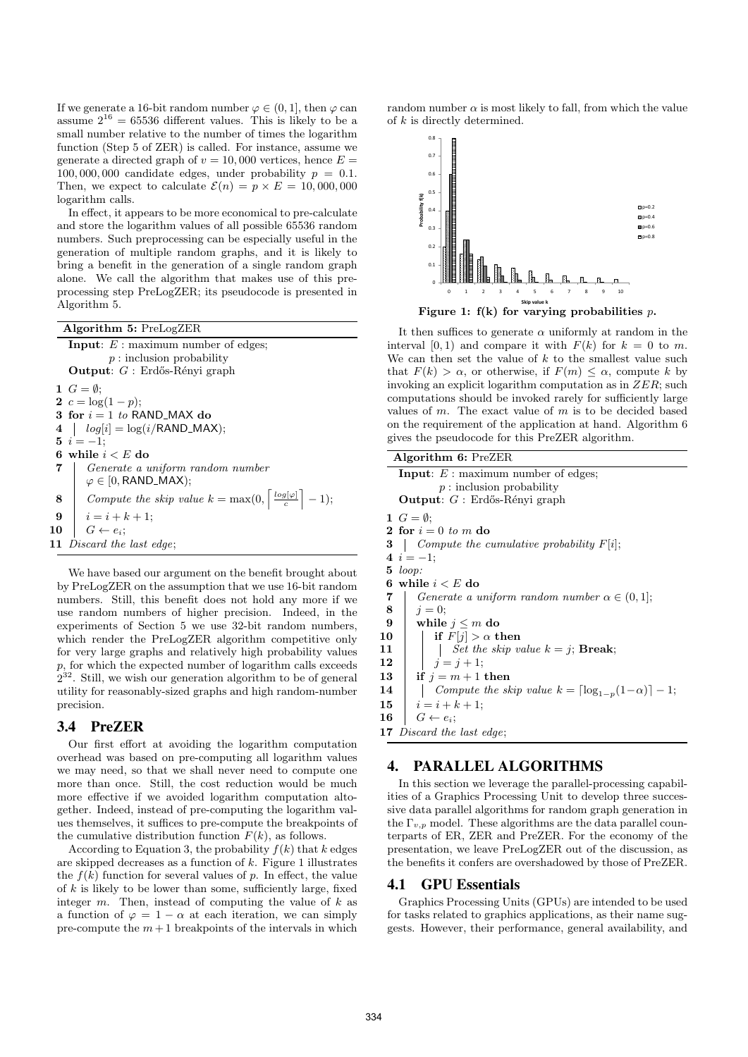If we generate a 16-bit random number $\varphi \in (0, 1]$, then $\varphi$ can assume $2^{16} = 65536$ different values. This is likely to be a small number relative to the number of times the logarithm function (Step 5 of ZER) is called. For instance, assume we generate a directed graph of $v = 10,000$ vertices, hence $E = 100,000,000$ candidate edges, under probability $p = 0.1$. Then, we expect to calculate $\mathcal{E}(n) = p \times E = 10,000,000$ logarithm calls.

In effect, it appears to be more economical to pre-calculate and store the logarithm values of all possible 65536 random numbers. Such preprocessing can be especially useful in the generation of multiple random graphs, and it is likely to bring a benefit in the generation of a single random graph alone. We call the algorithm that makes use of this preprocessing step PreLogZER; its pseudocode is presented in Algorithm 5.

**Algorithm 5:** PreLogZER

```
Input: E : maximum number of edges;
       p : inclusion probability
Output: G : Erdős-Rényi graph
1  G = ∅;
2  c = log(1 − p);
3  for i = 1 to RAND_MAX do
4  |   log[i] = log(i/RAND_MAX);
5  i = −1;
6  while i < E do
7  |   Generate a uniform random number
   |   φ ∈ [0, RAND_MAX);
8  |   Compute the skip value k = max(0, ⌈log[φ]/c⌉ − 1);
9  |   i = i + k + 1;
10 |   G ← e_i;
11 Discard the last edge;
```

We have based our argument on the benefit brought about by PreLogZER on the assumption that we use 16-bit random numbers. Still, this benefit does not hold any more if we use random numbers of higher precision. Indeed, in the experiments of Section 5 we use 32-bit random numbers, which render the PreLogZER algorithm competitive only for very large graphs and relatively high probability values $p$, for which the expected number of logarithm calls exceeds $2^{32}$. Still, we wish our generation algorithm to be of general utility for reasonably-sized graphs and high random-number precision.

### 3.4 PreZER

Our first effort at avoiding the logarithm computation overhead was based on pre-computing all logarithm values we may need, so that we shall never need to compute one more than once. Still, the cost reduction would be much more effective if we avoided logarithm computation altogether. Indeed, instead of pre-computing the logarithm values themselves, it suffices to pre-compute the breakpoints of the cumulative distribution function $F(k)$, as follows.

According to Equation 3, the probability $f(k)$ that $k$ edges are skipped decreases as a function of $k$. Figure 1 illustrates the $f(k)$ function for several values of $p$. In effect, the value of $k$ is likely to be lower than some, sufficiently large, fixed integer $m$. Then, instead of computing the value of $k$ as a function of $\varphi = 1 - \alpha$ at each iteration, we can simply pre-compute the $m+1$ breakpoints of the intervals in which random number $\alpha$ is most likely to fall, from which the value of $k$ is directly determined.

**Figure 1: f(k) for varying probabilities $p$.**

It then suffices to generate $\alpha$ uniformly at random in the interval $[0, 1)$ and compare it with $F(k)$ for $k = 0$ to $m$. We can then set the value of $k$ to the smallest value such that $F(k) > \alpha$, or otherwise, if $F(m) \leq \alpha$, compute $k$ by invoking an explicit logarithm computation as in $ZER$; such computations should be invoked rarely for sufficiently large values of $m$. The exact value of $m$ is to be decided based on the requirement of the application at hand. Algorithm 6 gives the pseudocode for this PreZER algorithm.

**Algorithm 6:** PreZER

```
Input: E : maximum number of edges;
       p : inclusion probability
Output: G : Erdős-Rényi graph
1  G = ∅;
2  for i = 0 to m do
3  |   Compute the cumulative probability F[i];
4  i = −1;
5  loop:
6  while i < E do
7  |   Generate a uniform random number α ∈ (0, 1];
8  |   j = 0;
9  |   while j ≤ m do
10 |   |   if F[j] > α then
11 |   |   |   Set the skip value k = j; Break;
12 |   |   j = j + 1;
13 |   if j = m + 1 then
14 |   |   Compute the skip value k = ⌈log_{1−p}(1−α)⌉ − 1;
15 |   i = i + k + 1;
16 |   G ← e_i;
17 Discard the last edge;
```

## 4. PARALLEL ALGORITHMS

In this section we leverage the parallel-processing capabilities of a Graphics Processing Unit to develop three successive data parallel algorithms for random graph generation in the $\Gamma_{v,p}$ model. These algorithms are the data parallel counterparts of ER, ZER and PreZER. For the economy of the presentation, we leave PreLogZER out of the discussion, as the benefits it confers are overshadowed by those of PreZER.

### 4.1 GPU Essentials

Graphics Processing Units (GPUs) are intended to be used for tasks related to graphics applications, as their name suggests. However, their performance, general availability, and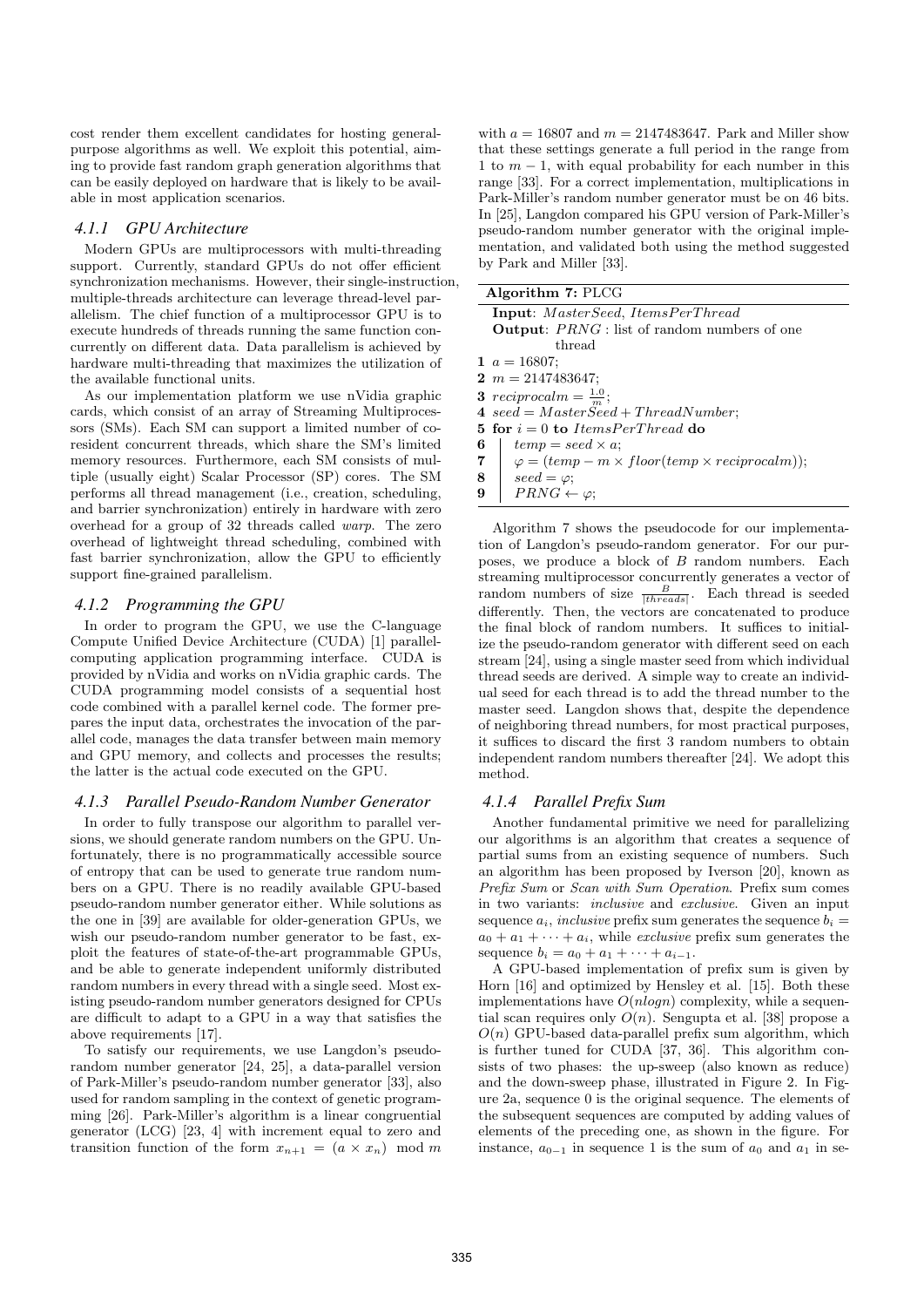cost render them excellent candidates for hosting general-purpose algorithms as well. We exploit this potential, aiming to provide fast random graph generation algorithms that can be easily deployed on hardware that is likely to be available in most application scenarios.

#### *4.1.1 GPU Architecture*

Modern GPUs are multiprocessors with multi-threading support. Currently, standard GPUs do not offer efficient synchronization mechanisms. However, their single-instruction, multiple-threads architecture can leverage thread-level parallelism. The chief function of a multiprocessor GPU is to execute hundreds of threads running the same function concurrently on different data. Data parallelism is achieved by hardware multi-threading that maximizes the utilization of the available functional units.

As our implementation platform we use nVidia graphic cards, which consist of an array of Streaming Multiprocessors (SMs). Each SM can support a limited number of co-resident concurrent threads, which share the SM's limited memory resources. Furthermore, each SM consists of multiple (usually eight) Scalar Processor (SP) cores. The SM performs all thread management (i.e., creation, scheduling, and barrier synchronization) entirely in hardware with zero overhead for a group of 32 threads called *warp*. The zero overhead of lightweight thread scheduling, combined with fast barrier synchronization, allow the GPU to efficiently support fine-grained parallelism.

#### *4.1.2 Programming the GPU*

In order to program the GPU, we use the C-language Compute Unified Device Architecture (CUDA) [1] parallel-computing application programming interface. CUDA is provided by nVidia and works on nVidia graphic cards. The CUDA programming model consists of a sequential host code combined with a parallel kernel code. The former prepares the input data, orchestrates the invocation of the parallel code, manages the data transfer between main memory and GPU memory, and collects and processes the results; the latter is the actual code executed on the GPU.

#### *4.1.3 Parallel Pseudo-Random Number Generator*

In order to fully transpose our algorithm to parallel versions, we should generate random numbers on the GPU. Unfortunately, there is no programmatically accessible source of entropy that can be used to generate true random numbers on a GPU. There is no readily available GPU-based pseudo-random number generator either. While solutions as the one in [39] are available for older-generation GPUs, we wish our pseudo-random number generator to be fast, exploit the features of state-of-the-art programmable GPUs, and be able to generate independent uniformly distributed random numbers in every thread with a single seed. Most existing pseudo-random number generators designed for CPUs are difficult to adapt to a GPU in a way that satisfies the above requirements [17].

To satisfy our requirements, we use Langdon's pseudo-random number generator [24, 25], a data-parallel version of Park-Miller's pseudo-random number generator [33], also used for random sampling in the context of genetic programming [26]. Park-Miller's algorithm is a linear congruential generator (LCG) [23, 4] with increment equal to zero and transition function of the form $x_{n+1} = (a \times x_n) \mod m$ with $a = 16807$ and $m = 2147483647$. Park and Miller show that these settings generate a full period in the range from 1 to $m - 1$, with equal probability for each number in this range [33]. For a correct implementation, multiplications in Park-Miller's random number generator must be on 46 bits. In [25], Langdon compared his GPU version of Park-Miller's pseudo-random number generator with the original implementation, and validated both using the method suggested by Park and Miller [33].

**Algorithm 7:** PLCG

**Input**: $MasterSeed$, $ItemsPerThread$
**Output**: $PRNG$ : list of random numbers of one thread

```
1  a = 16807;
2  m = 2147483647;
3  reciprocalm = 1.0/m;
4  seed = MasterSeed + ThreadNumber;
5  for i = 0 to ItemsPerThread do
6      temp = seed × a;
7      φ = (temp − m × floor(temp × reciprocalm));
8      seed = φ;
9      PRNG ← φ;
```

Algorithm 7 shows the pseudocode for our implementation of Langdon's pseudo-random generator. For our purposes, we produce a block of $B$ random numbers. Each streaming multiprocessor concurrently generates a vector of random numbers of size $\frac{B}{|threads|}$. Each thread is seeded differently. Then, the vectors are concatenated to produce the final block of random numbers. It suffices to initialize the pseudo-random generator with different seed on each stream [24], using a single master seed from which individual thread seeds are derived. A simple way to create an individual seed for each thread is to add the thread number to the master seed. Langdon shows that, despite the dependence of neighboring thread numbers, for most practical purposes, it suffices to discard the first 3 random numbers to obtain independent random numbers thereafter [24]. We adopt this method.

#### *4.1.4 Parallel Prefix Sum*

Another fundamental primitive we need for parallelizing our algorithms is an algorithm that creates a sequence of partial sums from an existing sequence of numbers. Such an algorithm has been proposed by Iverson [20], known as *Prefix Sum* or *Scan with Sum Operation*. Prefix sum comes in two variants: *inclusive* and *exclusive*. Given an input sequence $a_i$, *inclusive* prefix sum generates the sequence $b_i = a_0 + a_1 + \cdots + a_i$, while *exclusive* prefix sum generates the sequence $b_i = a_0 + a_1 + \cdots + a_{i-1}$.

A GPU-based implementation of prefix sum is given by Horn [16] and optimized by Hensley et al. [15]. Both these implementations have $O(nlogn)$ complexity, while a sequential scan requires only $O(n)$. Sengupta et al. [38] propose a $O(n)$ GPU-based data-parallel prefix sum algorithm, which is further tuned for CUDA [37, 36]. This algorithm consists of two phases: the up-sweep (also known as reduce) and the down-sweep phase, illustrated in Figure 2. In Figure 2a, sequence 0 is the original sequence. The elements of the subsequent sequences are computed by adding values of elements of the preceding one, as shown in the figure. For instance, $a_{0-1}$ in sequence 1 is the sum of $a_0$ and $a_1$ in se-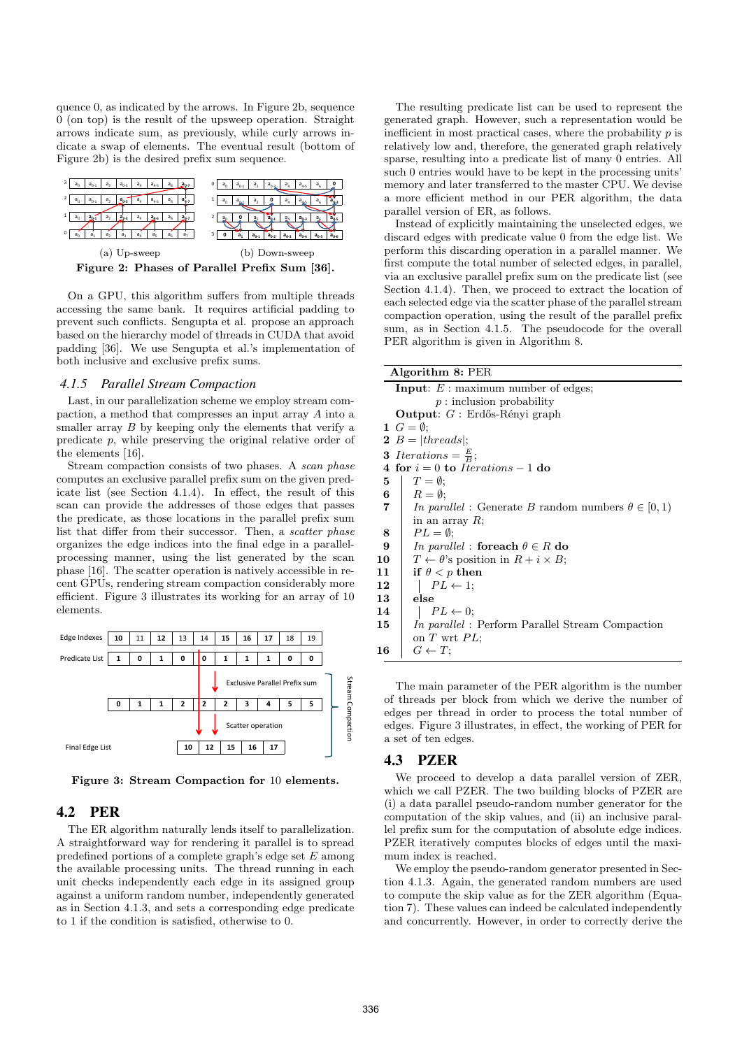quence 0, as indicated by the arrows. In Figure 2b, sequence 0 (on top) is the result of the upsweep operation. Straight arrows indicate sum, as previously, while curly arrows indicate a swap of elements. The eventual result (bottom of Figure 2b) is the desired prefix sum sequence.

(a) Up-sweep (b) Down-sweep

**Figure 2: Phases of Parallel Prefix Sum [36].**

On a GPU, this algorithm suffers from multiple threads accessing the same bank. It requires artificial padding to prevent such conflicts. Sengupta et al. propose an approach based on the hierarchy model of threads in CUDA that avoid padding [36]. We use Sengupta et al.'s implementation of both inclusive and exclusive prefix sums.

### 4.1.5 Parallel Stream Compaction

Last, in our parallelization scheme we employ stream compaction, a method that compresses an input array $A$ into a smaller array $B$ by keeping only the elements that verify a predicate $p$, while preserving the original relative order of the elements [16].

Stream compaction consists of two phases. A *scan phase* computes an exclusive parallel prefix sum on the given predicate list (see Section 4.1.4). In effect, the result of this scan can provide the addresses of those edges that passes the predicate, as those locations in the parallel prefix sum list that differ from their successor. Then, a *scatter phase* organizes the edge indices into the final edge in a parallel-processing manner, using the list generated by the scan phase [16]. The scatter operation is natively accessible in recent GPUs, rendering stream compaction considerably more efficient. Figure 3 illustrates its working for an array of 10 elements.

| Edge Indexes | 10 | 11 | 12 | 13 | 14 | 15 | 16 | 17 | 18 | 19 |
|---|---|---|---|---|---|---|---|---|---|---|
| Predicate List | 1 | 0 | 1 | 0 | 0 | 1 | 1 | 1 | 0 | 0 |
| Exclusive Parallel Prefix sum | 0 | 1 | 1 | 2 | 2 | 2 | 3 | 4 | 5 | 5 |

Scatter operation

| Final Edge List | 10 | 12 | 15 | 16 | 17 |
|---|---|---|---|---|---|

Stream Compaction

**Figure 3: Stream Compaction for 10 elements.**

## 4.2 PER

The ER algorithm naturally lends itself to parallelization. A straightforward way for rendering it parallel is to spread predefined portions of a complete graph's edge set $E$ among the available processing units. The thread running in each unit checks independently each edge in its assigned group against a uniform random number, independently generated as in Section 4.1.3, and sets a corresponding edge predicate to 1 if the condition is satisfied, otherwise to 0.

The resulting predicate list can be used to represent the generated graph. However, such a representation would be inefficient in most practical cases, where the probability $p$ is relatively low and, therefore, the generated graph relatively sparse, resulting into a predicate list of many 0 entries. All such 0 entries would have to be kept in the processing units' memory and later transferred to the master CPU. We devise a more efficient method in our PER algorithm, the data parallel version of ER, as follows.

Instead of explicitly maintaining the unselected edges, we discard edges with predicate value 0 from the edge list. We perform this discarding operation in a parallel manner. We first compute the total number of selected edges, in parallel, via an exclusive parallel prefix sum on the predicate list (see Section 4.1.4). Then, we proceed to extract the location of each selected edge via the scatter phase of the parallel stream compaction operation, using the result of the parallel prefix sum, as in Section 4.1.5. The pseudocode for the overall PER algorithm is given in Algorithm 8.

**Algorithm 8:** PER

```
Input: E : maximum number of edges;
       p : inclusion probability
Output: G : Erdős-Rényi graph
1  G = ∅;
2  B = |threads|;
3  Iterations = E/B;
4  for i = 0 to Iterations − 1 do
5      T = ∅;
6      R = ∅;
7      In parallel : Generate B random numbers θ ∈ [0, 1)
       in an array R;
8      PL = ∅;
9      In parallel : foreach θ ∈ R do
10         T ← θ's position in R + i × B;
11         if θ < p then
12             PL ← 1;
13         else
14             PL ← 0;
15     In parallel : Perform Parallel Stream Compaction
       on T wrt PL;
16     G ← T;
```

The main parameter of the PER algorithm is the number of threads per block from which we derive the number of edges per thread in order to process the total number of edges. Figure 3 illustrates, in effect, the working of PER for a set of ten edges.

## 4.3 PZER

We proceed to develop a data parallel version of ZER, which we call PZER. The two building blocks of PZER are (i) a data parallel pseudo-random number generator for the computation of the skip values, and (ii) an inclusive parallel prefix sum for the computation of absolute edge indices. PZER iteratively computes blocks of edges until the maximum index is reached.

We employ the pseudo-random generator presented in Section 4.1.3. Again, the generated random numbers are used to compute the skip value as for the ZER algorithm (Equation 7). These values can indeed be calculated independently and concurrently. However, in order to correctly derive the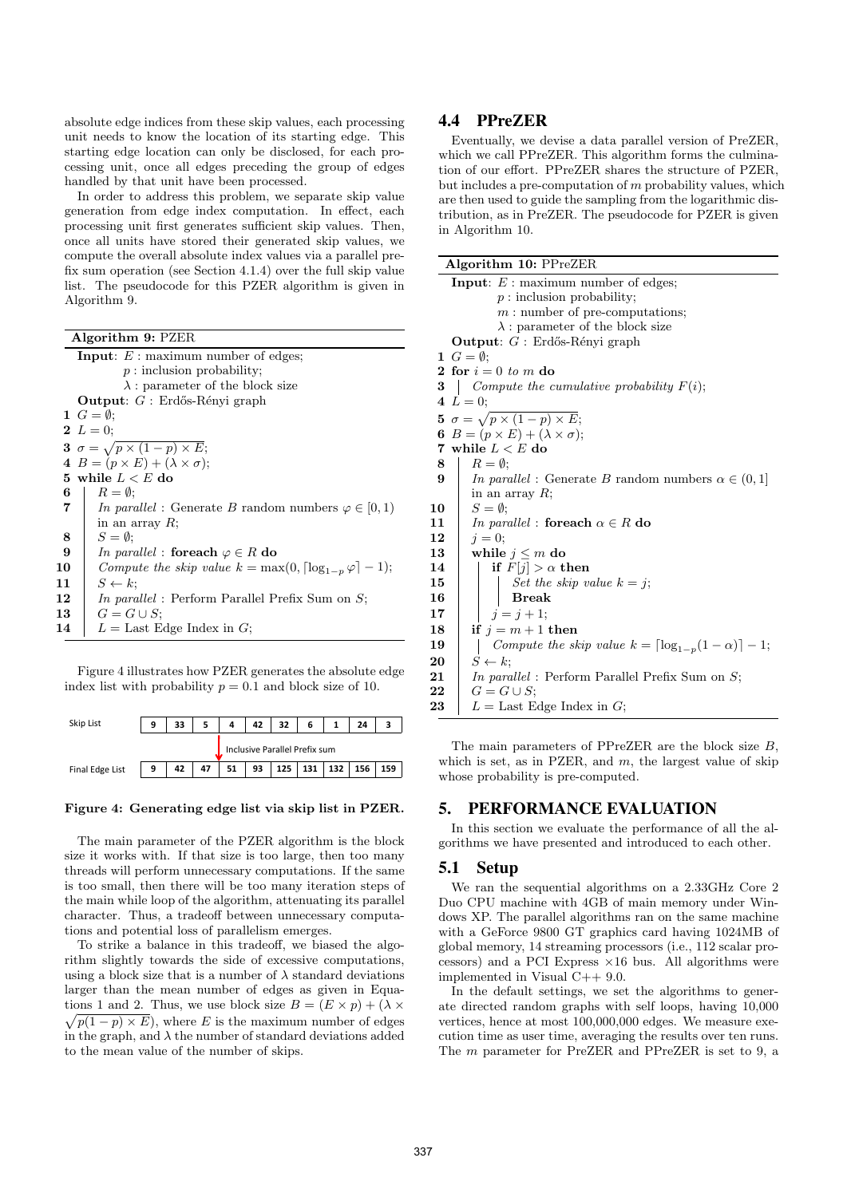absolute edge indices from these skip values, each processing unit needs to know the location of its starting edge. This starting edge location can only be disclosed, for each processing unit, once all edges preceding the group of edges handled by that unit have been processed.

In order to address this problem, we separate skip value generation from edge index computation. In effect, each processing unit first generates sufficient skip values. Then, once all units have stored their generated skip values, we compute the overall absolute index values via a parallel prefix sum operation (see Section 4.1.4) over the full skip value list. The pseudocode for this PZER algorithm is given in Algorithm 9.

**Algorithm 9:** PZER

```
Input: E : maximum number of edges;
       p : inclusion probability;
       λ : parameter of the block size
Output: G : Erdős-Rényi graph
1  G = ∅;
2  L = 0;
3  σ = sqrt(p × (1 − p) × E);
4  B = (p × E) + (λ × σ);
5  while L < E do
6      R = ∅;
7      In parallel : Generate B random numbers φ ∈ [0, 1)
       in an array R;
8      S = ∅;
9      In parallel : foreach φ ∈ R do
10         Compute the skip value k = max(0, ⌈log_{1−p} φ⌉ − 1);
11         S ← k;
12     In parallel : Perform Parallel Prefix Sum on S;
13     G = G ∪ S;
14     L = Last Edge Index in G;
```

Figure 4 illustrates how PZER generates the absolute edge index list with probability $p = 0.1$ and block size of 10.

| | | | | | | | | | | |
|---|---|---|---|---|---|---|---|---|---|---|
| Skip List | 9 | 33 | 5 | 4 | 42 | 32 | 6 | 1 | 24 | 3 |
| Final Edge List | 9 | 42 | 47 | 51 | 93 | 125 | 131 | 132 | 156 | 159 |

(Inclusive Parallel Prefix sum)

**Figure 4: Generating edge list via skip list in PZER.**

The main parameter of the PZER algorithm is the block size it works with. If that size is too large, then too many threads will perform unnecessary computations. If the same is too small, then there will be too many iteration steps of the main while loop of the algorithm, attenuating its parallel character. Thus, a tradeoff between unnecessary computations and potential loss of parallelism emerges.

To strike a balance in this tradeoff, we biased the algorithm slightly towards the side of excessive computations, using a block size that is a number of $\lambda$ standard deviations larger than the mean number of edges as given in Equations 1 and 2. Thus, we use block size $B = (E \times p) + (\lambda \times \sqrt{p(1-p) \times E})$, where $E$ is the maximum number of edges in the graph, and $\lambda$ the number of standard deviations added to the mean value of the number of skips.

## 4.4 PPreZER

Eventually, we devise a data parallel version of PreZER, which we call PPreZER. This algorithm forms the culmination of our effort. PPreZER shares the structure of PZER, but includes a pre-computation of $m$ probability values, which are then used to guide the sampling from the logarithmic distribution, as in PreZER. The pseudocode for PZER is given in Algorithm 10.

**Algorithm 10:** PPreZER

```
Input: E : maximum number of edges;
       p : inclusion probability;
       m : number of pre-computations;
       λ : parameter of the block size
Output: G : Erdős-Rényi graph
1  G = ∅;
2  for i = 0 to m do
3      Compute the cumulative probability F(i);
4  L = 0;
5  σ = sqrt(p × (1 − p) × E);
6  B = (p × E) + (λ × σ);
7  while L < E do
8      R = ∅;
9      In parallel : Generate B random numbers α ∈ (0, 1]
       in an array R;
10     S = ∅;
11     In parallel : foreach α ∈ R do
12     j = 0;
13     while j ≤ m do
14         if F[j] > α then
15             Set the skip value k = j;
16             Break
17         j = j + 1;
18     if j = m + 1 then
19         Compute the skip value k = ⌈log_{1−p}(1 − α)⌉ − 1;
20     S ← k;
21     In parallel : Perform Parallel Prefix Sum on S;
22     G = G ∪ S;
23     L = Last Edge Index in G;
```

The main parameters of PPreZER are the block size $B$, which is set, as in PZER, and $m$, the largest value of skip whose probability is pre-computed.

# 5. PERFORMANCE EVALUATION

In this section we evaluate the performance of all the algorithms we have presented and introduced to each other.

## 5.1 Setup

We ran the sequential algorithms on a 2.33GHz Core 2 Duo CPU machine with 4GB of main memory under Windows XP. The parallel algorithms ran on the same machine with a GeForce 9800 GT graphics card having 1024MB of global memory, 14 streaming processors (i.e., 112 scalar processors) and a PCI Express ×16 bus. All algorithms were implemented in Visual C++ 9.0.

In the default settings, we set the algorithms to generate directed random graphs with self loops, having 10,000 vertices, hence at most 100,000,000 edges. We measure execution time as user time, averaging the results over ten runs. The $m$ parameter for PreZER and PPreZER is set to 9, a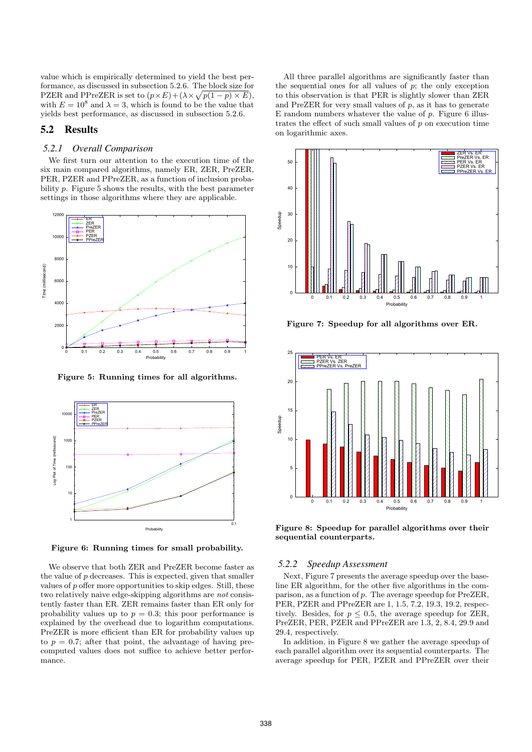value which is empirically determined to yield the best performance, as discussed in subsection 5.2.6. The block size for PZER and PPreZER is set to $(p \times E) + (\lambda \times \sqrt{p(1-p) \times E})$, with $E = 10^8$ and $\lambda = 3$, which is found to be the value that yields best performance, as discussed in subsection 5.2.6.

## 5.2 Results

### 5.2.1 Overall Comparison

We first turn our attention to the execution time of the six main compared algorithms, namely ER, ZER, PreZER, PER, PZER and PPreZER, as a function of inclusion probability $p$. Figure 5 shows the results, with the best parameter settings in those algorithms where they are applicable.

Figure 5: Running times for all algorithms.

Figure 6: Running times for small probability.

We observe that both ZER and PreZER become faster as the value of $p$ decreases. This is expected, given that smaller values of $p$ offer more opportunities to skip edges. Still, these two relatively naive edge-skipping algorithms are *not* consistently faster than ER. ZER remains faster than ER only for probability values up to $p = 0.3$; this poor performance is explained by the overhead due to logarithm computations. PreZER is more efficient than ER for probability values up to $p = 0.7$; after that point, the advantage of having precomputed values does not suffice to achieve better performance.

All three parallel algorithms are significantly faster than the sequential ones for all values of $p$; the only exception to this observation is that PER is slightly slower than ZER and PreZER for very small values of $p$, as it has to generate E random numbers whatever the value of $p$. Figure 6 illustrates the effect of such small values of $p$ on execution time on logarithmic axes.

Figure 7: Speedup for all algorithms over ER.

Figure 8: Speedup for parallel algorithms over their sequential counterparts.

### 5.2.2 Speedup Assessment

Next, Figure 7 presents the average speedup over the baseline ER algorithm, for the other five algorithms in the comparison, as a function of $p$. The average speedup for PreZER, PER, PZER and PPreZER are 1, 1.5, 7.2, 19.3, 19.2, respectively. Besides, for $p \leq 0.5$, the average speedup for ZER, PreZER, PER, PZER and PPreZER are 1.3, 2, 8.4, 29.9 and 29.4, respectively.

In addition, in Figure 8 we gather the average speedup of each parallel algorithm over its sequential counterparts. The average speedup for PER, PZER and PPreZER over their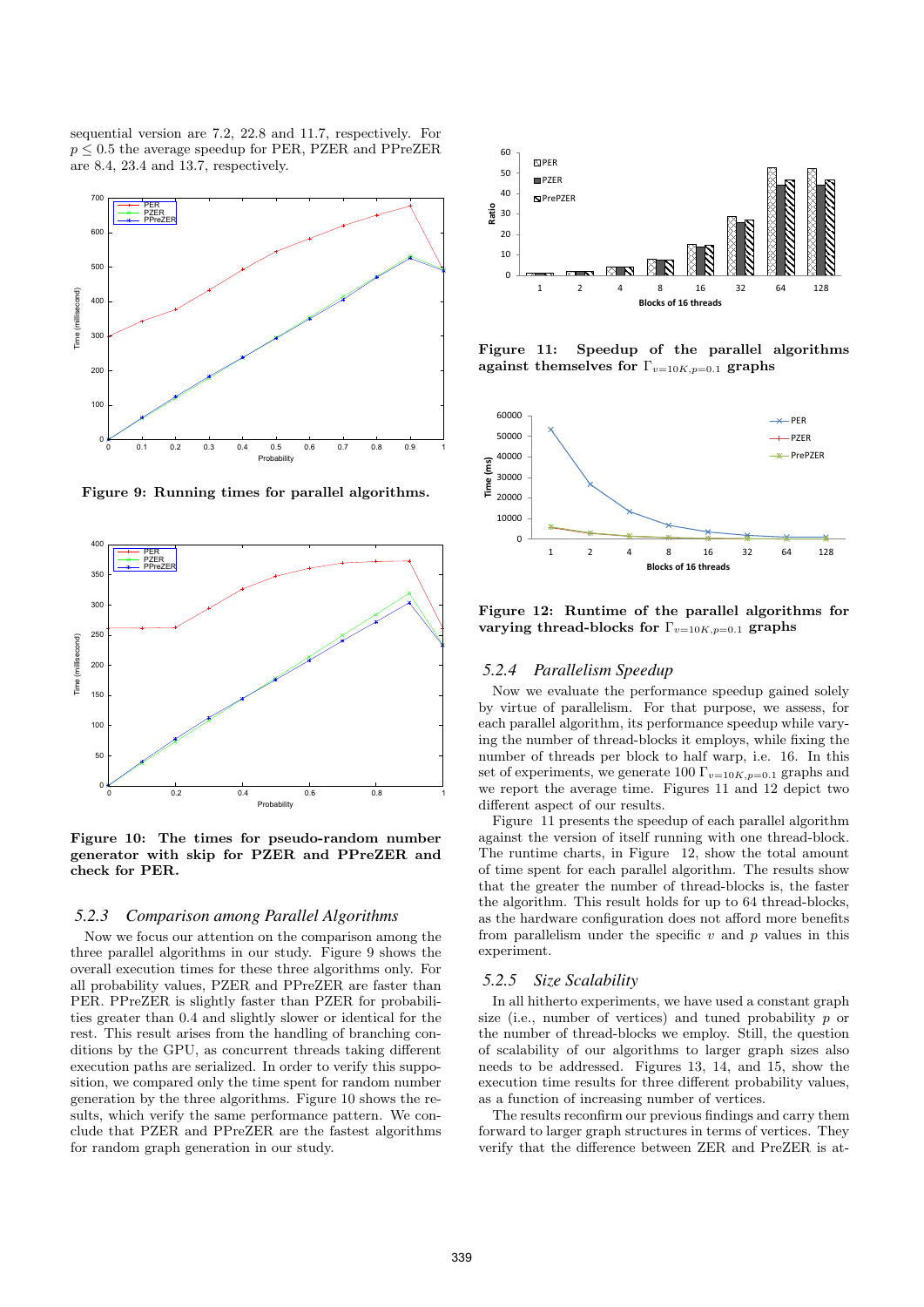sequential version are 7.2, 22.8 and 11.7, respectively. For $p \leq 0.5$ the average speedup for PER, PZER and PPreZER are 8.4, 23.4 and 13.7, respectively.

**Figure 9: Running times for parallel algorithms.**

**Figure 10: The times for pseudo-random number generator with skip for PZER and PPreZER and check for PER.**

### 5.2.3 Comparison among Parallel Algorithms

Now we focus our attention on the comparison among the three parallel algorithms in our study. Figure 9 shows the overall execution times for these three algorithms only. For all probability values, PZER and PPreZER are faster than PER. PPreZER is slightly faster than PZER for probabilities greater than 0.4 and slightly slower or identical for the rest. This result arises from the handling of branching conditions by the GPU, as concurrent threads taking different execution paths are serialized. In order to verify this supposition, we compared only the time spent for random number generation by the three algorithms. Figure 10 shows the results, which verify the same performance pattern. We conclude that PZER and PPreZER are the fastest algorithms for random graph generation in our study.

**Figure 11: Speedup of the parallel algorithms against themselves for $\Gamma_{v=10K,p=0.1}$ graphs**

**Figure 12: Runtime of the parallel algorithms for varying thread-blocks for $\Gamma_{v=10K,p=0.1}$ graphs**

### 5.2.4 Parallelism Speedup

Now we evaluate the performance speedup gained solely by virtue of parallelism. For that purpose, we assess, for each parallel algorithm, its performance speedup while varying the number of thread-blocks it employs, while fixing the number of threads per block to half warp, i.e. 16. In this set of experiments, we generate 100 $\Gamma_{v=10K,p=0.1}$ graphs and we report the average time. Figures 11 and 12 depict two different aspect of our results.

Figure 11 presents the speedup of each parallel algorithm against the version of itself running with one thread-block. The runtime charts, in Figure 12, show the total amount of time spent for each parallel algorithm. The results show that the greater the number of thread-blocks is, the faster the algorithm. This result holds for up to 64 thread-blocks, as the hardware configuration does not afford more benefits from parallelism under the specific $v$ and $p$ values in this experiment.

### 5.2.5 Size Scalability

In all hitherto experiments, we have used a constant graph size (i.e., number of vertices) and tuned probability $p$ or the number of thread-blocks we employ. Still, the question of scalability of our algorithms to larger graph sizes also needs to be addressed. Figures 13, 14, and 15, show the execution time results for three different probability values, as a function of increasing number of vertices.

The results reconfirm our previous findings and carry them forward to larger graph structures in terms of vertices. They verify that the difference between ZER and PreZER is at-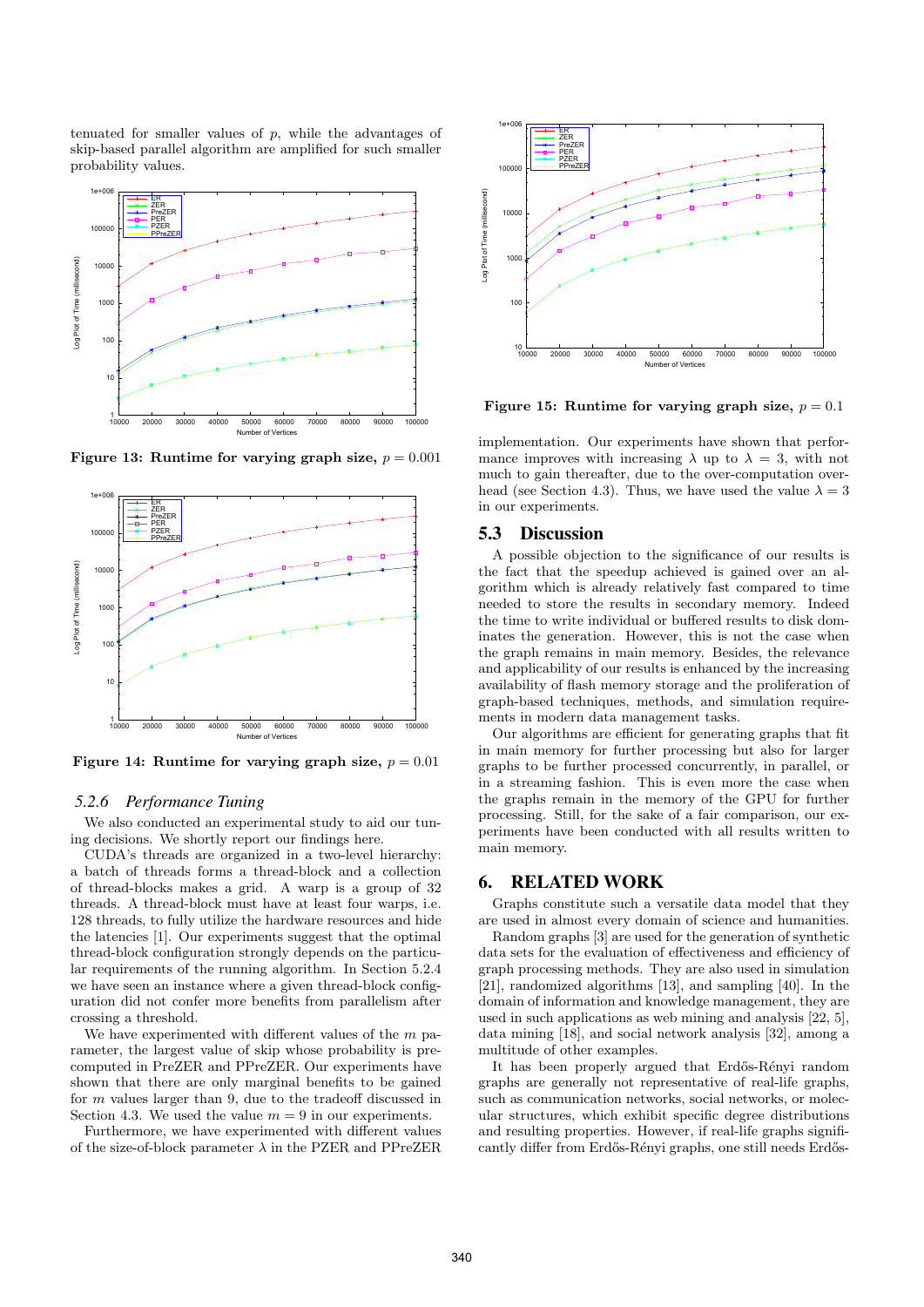tenuated for smaller values of $p$, while the advantages of skip-based parallel algorithm are amplified for such smaller probability values.

Figure 13: Runtime for varying graph size, $p = 0.001$

Figure 14: Runtime for varying graph size, $p = 0.01$

### 5.2.6 *Performance Tuning*

We also conducted an experimental study to aid our tuning decisions. We shortly report our findings here.

CUDA's threads are organized in a two-level hierarchy: a batch of threads forms a thread-block and a collection of thread-blocks makes a grid. A warp is a group of 32 threads. A thread-block must have at least four warps, i.e. 128 threads, to fully utilize the hardware resources and hide the latencies [1]. Our experiments suggest that the optimal thread-block configuration strongly depends on the particular requirements of the running algorithm. In Section 5.2.4 we have seen an instance where a given thread-block configuration did not confer more benefits from parallelism after crossing a threshold.

We have experimented with different values of the $m$ parameter, the largest value of skip whose probability is precomputed in PreZER and PPreZER. Our experiments have shown that there are only marginal benefits to be gained for $m$ values larger than 9, due to the tradeoff discussed in Section 4.3. We used the value $m = 9$ in our experiments.

Furthermore, we have experimented with different values of the size-of-block parameter $\lambda$ in the PZER and PPreZER implementation. Our experiments have shown that performance improves with increasing $\lambda$ up to $\lambda = 3$, with not much to gain thereafter, due to the over-computation overhead (see Section 4.3). Thus, we have used the value $\lambda = 3$ in our experiments.

Figure 15: Runtime for varying graph size, $p = 0.1$

## 5.3 Discussion

A possible objection to the significance of our results is the fact that the speedup achieved is gained over an algorithm which is already relatively fast compared to time needed to store the results in secondary memory. Indeed the time to write individual or buffered results to disk dominates the generation. However, this is not the case when the graph remains in main memory. Besides, the relevance and applicability of our results is enhanced by the increasing availability of flash memory storage and the proliferation of graph-based techniques, methods, and simulation requirements in modern data management tasks.

Our algorithms are efficient for generating graphs that fit in main memory for further processing but also for larger graphs to be further processed concurrently, in parallel, or in a streaming fashion. This is even more the case when the graphs remain in the memory of the GPU for further processing. Still, for the sake of a fair comparison, our experiments have been conducted with all results written to main memory.

# 6. RELATED WORK

Graphs constitute such a versatile data model that they are used in almost every domain of science and humanities.

Random graphs [3] are used for the generation of synthetic data sets for the evaluation of effectiveness and efficiency of graph processing methods. They are also used in simulation [21], randomized algorithms [13], and sampling [40]. In the domain of information and knowledge management, they are used in such applications as web mining and analysis [22, 5], data mining [18], and social network analysis [32], among a multitude of other examples.

It has been properly argued that Erdős-Rényi random graphs are generally not representative of real-life graphs, such as communication networks, social networks, or molecular structures, which exhibit specific degree distributions and resulting properties. However, if real-life graphs significantly differ from Erdős-Rényi graphs, one still needs Erdős-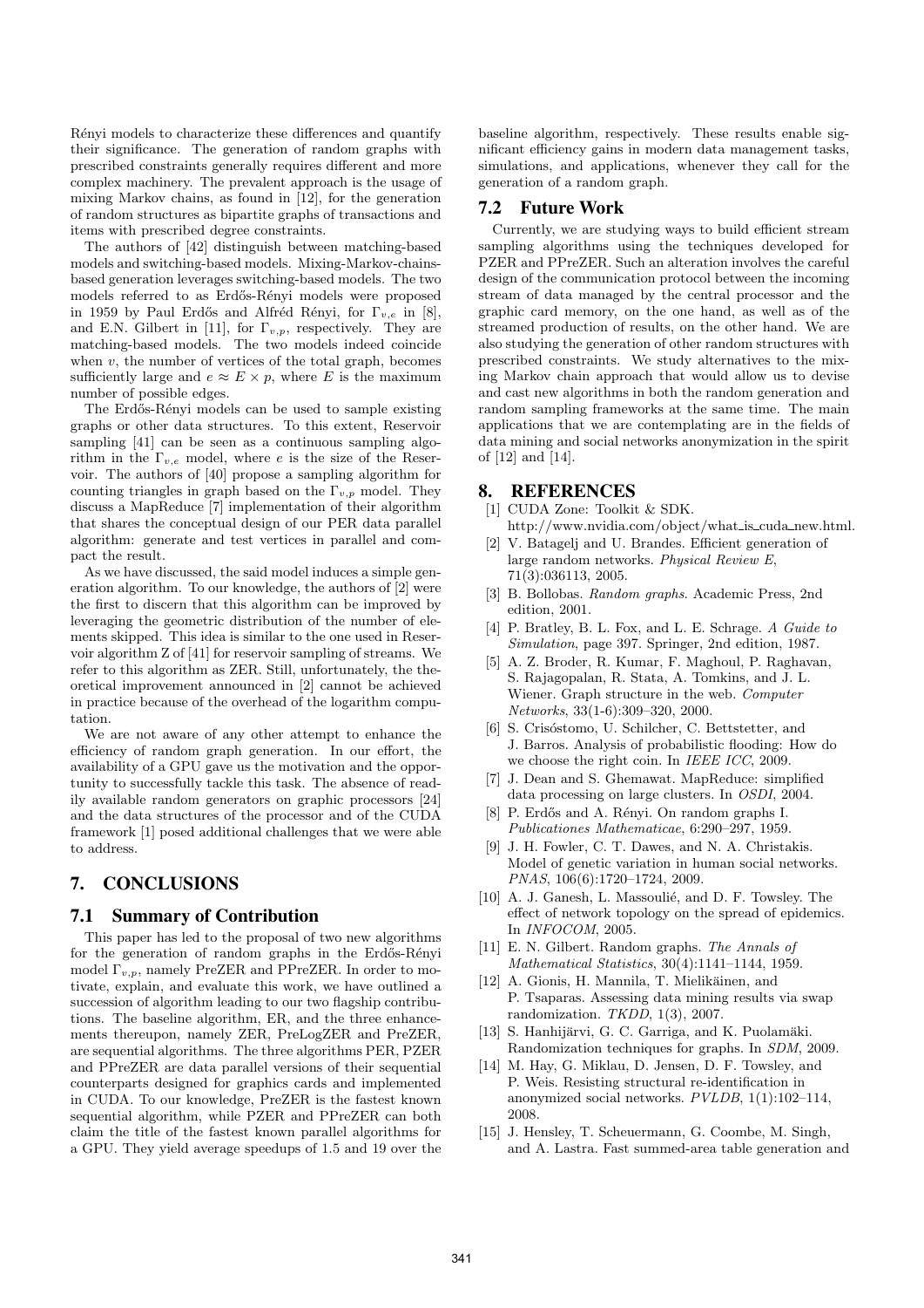Rényi models to characterize these differences and quantify their significance. The generation of random graphs with prescribed constraints generally requires different and more complex machinery. The prevalent approach is the usage of mixing Markov chains, as found in [12], for the generation of random structures as bipartite graphs of transactions and items with prescribed degree constraints.

The authors of [42] distinguish between matching-based models and switching-based models. Mixing-Markov-chains-based generation leverages switching-based models. The two models referred to as Erdős-Rényi models were proposed in 1959 by Paul Erdős and Alfréd Rényi, for $\Gamma_{v,e}$ in [8], and E.N. Gilbert in [11], for $\Gamma_{v,p}$, respectively. They are matching-based models. The two models indeed coincide when $v$, the number of vertices of the total graph, becomes sufficiently large and $e \approx E \times p$, where $E$ is the maximum number of possible edges.

The Erdős-Rényi models can be used to sample existing graphs or other data structures. To this extent, Reservoir sampling [41] can be seen as a continuous sampling algorithm in the $\Gamma_{v,e}$ model, where $e$ is the size of the Reservoir. The authors of [40] propose a sampling algorithm for counting triangles in graph based on the $\Gamma_{v,p}$ model. They discuss a MapReduce [7] implementation of their algorithm that shares the conceptual design of our PER data parallel algorithm: generate and test vertices in parallel and compact the result.

As we have discussed, the said model induces a simple generation algorithm. To our knowledge, the authors of [2] were the first to discern that this algorithm can be improved by leveraging the geometric distribution of the number of elements skipped. This idea is similar to the one used in Reservoir algorithm Z of [41] for reservoir sampling of streams. We refer to this algorithm as ZER. Still, unfortunately, the theoretical improvement announced in [2] cannot be achieved in practice because of the overhead of the logarithm computation.

We are not aware of any other attempt to enhance the efficiency of random graph generation. In our effort, the availability of a GPU gave us the motivation and the opportunity to successfully tackle this task. The absence of readily available random generators on graphic processors [24] and the data structures of the processor and of the CUDA framework [1] posed additional challenges that we were able to address.

# 7. CONCLUSIONS

## 7.1 Summary of Contribution

This paper has led to the proposal of two new algorithms for the generation of random graphs in the Erdős-Rényi model $\Gamma_{v,p}$, namely PreZER and PPreZER. In order to motivate, explain, and evaluate this work, we have outlined a succession of algorithm leading to our two flagship contributions. The baseline algorithm, ER, and the three enhancements thereupon, namely ZER, PreLogZER and PreZER, are sequential algorithms. The three algorithms PER, PZER and PPreZER are data parallel versions of their sequential counterparts designed for graphics cards and implemented in CUDA. To our knowledge, PreZER is the fastest known sequential algorithm, while PZER and PPreZER can both claim the title of the fastest known parallel algorithms for a GPU. They yield average speedups of 1.5 and 19 over the baseline algorithm, respectively. These results enable significant efficiency gains in modern data management tasks, simulations, and applications, whenever they call for the generation of a random graph.

## 7.2 Future Work

Currently, we are studying ways to build efficient stream sampling algorithms using the techniques developed for PZER and PPreZER. Such an alteration involves the careful design of the communication protocol between the incoming stream of data managed by the central processor and the graphic card memory, on the one hand, as well as of the streamed production of results, on the other hand. We are also studying the generation of other random structures with prescribed constraints. We study alternatives to the mixing Markov chain approach that would allow us to devise and cast new algorithms in both the random generation and random sampling frameworks at the same time. The main applications that we are contemplating are in the fields of data mining and social networks anonymization in the spirit of [12] and [14].

# 8. REFERENCES

[1] CUDA Zone: Toolkit & SDK. http://www.nvidia.com/object/what_is_cuda_new.html.

[2] V. Batagelj and U. Brandes. Efficient generation of large random networks. *Physical Review E*, 71(3):036113, 2005.

[3] B. Bollobas. *Random graphs*. Academic Press, 2nd edition, 2001.

[4] P. Bratley, B. L. Fox, and L. E. Schrage. *A Guide to Simulation*, page 397. Springer, 2nd edition, 1987.

[5] A. Z. Broder, R. Kumar, F. Maghoul, P. Raghavan, S. Rajagopalan, R. Stata, A. Tomkins, and J. L. Wiener. Graph structure in the web. *Computer Networks*, 33(1-6):309–320, 2000.

[6] S. Crisóstomo, U. Schilcher, C. Bettstetter, and J. Barros. Analysis of probabilistic flooding: How do we choose the right coin. In *IEEE ICC*, 2009.

[7] J. Dean and S. Ghemawat. MapReduce: simplified data processing on large clusters. In *OSDI*, 2004.

[8] P. Erdős and A. Rényi. On random graphs I. *Publicationes Mathematicae*, 6:290–297, 1959.

[9] J. H. Fowler, C. T. Dawes, and N. A. Christakis. Model of genetic variation in human social networks. *PNAS*, 106(6):1720–1724, 2009.

[10] A. J. Ganesh, L. Massoulié, and D. F. Towsley. The effect of network topology on the spread of epidemics. In *INFOCOM*, 2005.

[11] E. N. Gilbert. Random graphs. *The Annals of Mathematical Statistics*, 30(4):1141–1144, 1959.

[12] A. Gionis, H. Mannila, T. Mielikäinen, and P. Tsaparas. Assessing data mining results via swap randomization. *TKDD*, 1(3), 2007.

[13] S. Hanhijärvi, G. C. Garriga, and K. Puolamäki. Randomization techniques for graphs. In *SDM*, 2009.

[14] M. Hay, G. Miklau, D. Jensen, D. F. Towsley, and P. Weis. Resisting structural re-identification in anonymized social networks. *PVLDB*, 1(1):102–114, 2008.

[15] J. Hensley, T. Scheuermann, G. Coombe, M. Singh, and A. Lastra. Fast summed-area table generation and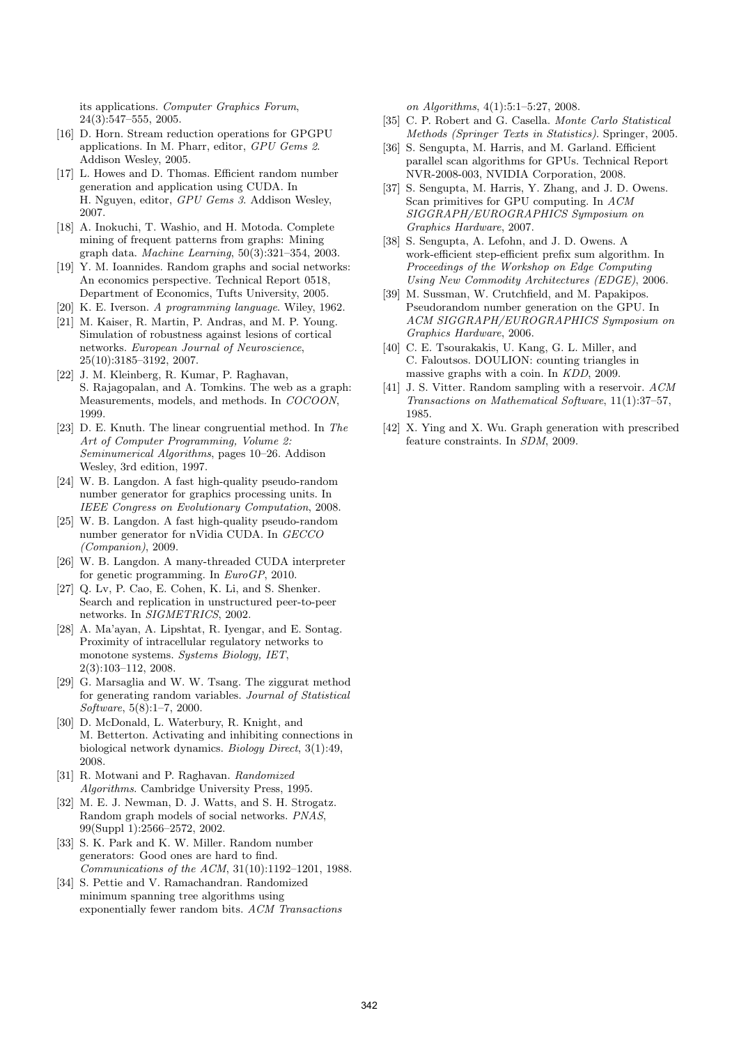its applications. *Computer Graphics Forum*, 24(3):547–555, 2005.

[16] D. Horn. Stream reduction operations for GPGPU applications. In M. Pharr, editor, *GPU Gems 2*. Addison Wesley, 2005.

[17] L. Howes and D. Thomas. Efficient random number generation and application using CUDA. In H. Nguyen, editor, *GPU Gems 3*. Addison Wesley, 2007.

[18] A. Inokuchi, T. Washio, and H. Motoda. Complete mining of frequent patterns from graphs: Mining graph data. *Machine Learning*, 50(3):321–354, 2003.

[19] Y. M. Ioannides. Random graphs and social networks: An economics perspective. Technical Report 0518, Department of Economics, Tufts University, 2005.

[20] K. E. Iverson. *A programming language*. Wiley, 1962.

[21] M. Kaiser, R. Martin, P. Andras, and M. P. Young. Simulation of robustness against lesions of cortical networks. *European Journal of Neuroscience*, 25(10):3185–3192, 2007.

[22] J. M. Kleinberg, R. Kumar, P. Raghavan, S. Rajagopalan, and A. Tomkins. The web as a graph: Measurements, models, and methods. In *COCOON*, 1999.

[23] D. E. Knuth. The linear congruential method. In *The Art of Computer Programming, Volume 2: Seminumerical Algorithms*, pages 10–26. Addison Wesley, 3rd edition, 1997.

[24] W. B. Langdon. A fast high-quality pseudo-random number generator for graphics processing units. In *IEEE Congress on Evolutionary Computation*, 2008.

[25] W. B. Langdon. A fast high-quality pseudo-random number generator for nVidia CUDA. In *GECCO (Companion)*, 2009.

[26] W. B. Langdon. A many-threaded CUDA interpreter for genetic programming. In *EuroGP*, 2010.

[27] Q. Lv, P. Cao, E. Cohen, K. Li, and S. Shenker. Search and replication in unstructured peer-to-peer networks. In *SIGMETRICS*, 2002.

[28] A. Ma'ayan, A. Lipshtat, R. Iyengar, and E. Sontag. Proximity of intracellular regulatory networks to monotone systems. *Systems Biology, IET*, 2(3):103–112, 2008.

[29] G. Marsaglia and W. W. Tsang. The ziggurat method for generating random variables. *Journal of Statistical Software*, 5(8):1–7, 2000.

[30] D. McDonald, L. Waterbury, R. Knight, and M. Betterton. Activating and inhibiting connections in biological network dynamics. *Biology Direct*, 3(1):49, 2008.

[31] R. Motwani and P. Raghavan. *Randomized Algorithms*. Cambridge University Press, 1995.

[32] M. E. J. Newman, D. J. Watts, and S. H. Strogatz. Random graph models of social networks. *PNAS*, 99(Suppl 1):2566–2572, 2002.

[33] S. K. Park and K. W. Miller. Random number generators: Good ones are hard to find. *Communications of the ACM*, 31(10):1192–1201, 1988.

[34] S. Pettie and V. Ramachandran. Randomized minimum spanning tree algorithms using exponentially fewer random bits. *ACM Transactions on Algorithms*, 4(1):5:1–5:27, 2008.

[35] C. P. Robert and G. Casella. *Monte Carlo Statistical Methods (Springer Texts in Statistics)*. Springer, 2005.

[36] S. Sengupta, M. Harris, and M. Garland. Efficient parallel scan algorithms for GPUs. Technical Report NVR-2008-003, NVIDIA Corporation, 2008.

[37] S. Sengupta, M. Harris, Y. Zhang, and J. D. Owens. Scan primitives for GPU computing. In *ACM SIGGRAPH/EUROGRAPHICS Symposium on Graphics Hardware*, 2007.

[38] S. Sengupta, A. Lefohn, and J. D. Owens. A work-efficient step-efficient prefix sum algorithm. In *Proceedings of the Workshop on Edge Computing Using New Commodity Architectures (EDGE)*, 2006.

[39] M. Sussman, W. Crutchfield, and M. Papakipos. Pseudorandom number generation on the GPU. In *ACM SIGGRAPH/EUROGRAPHICS Symposium on Graphics Hardware*, 2006.

[40] C. E. Tsourakakis, U. Kang, G. L. Miller, and C. Faloutsos. DOULION: counting triangles in massive graphs with a coin. In *KDD*, 2009.

[41] J. S. Vitter. Random sampling with a reservoir. *ACM Transactions on Mathematical Software*, 11(1):37–57, 1985.

[42] X. Ying and X. Wu. Graph generation with prescribed feature constraints. In *SDM*, 2009.